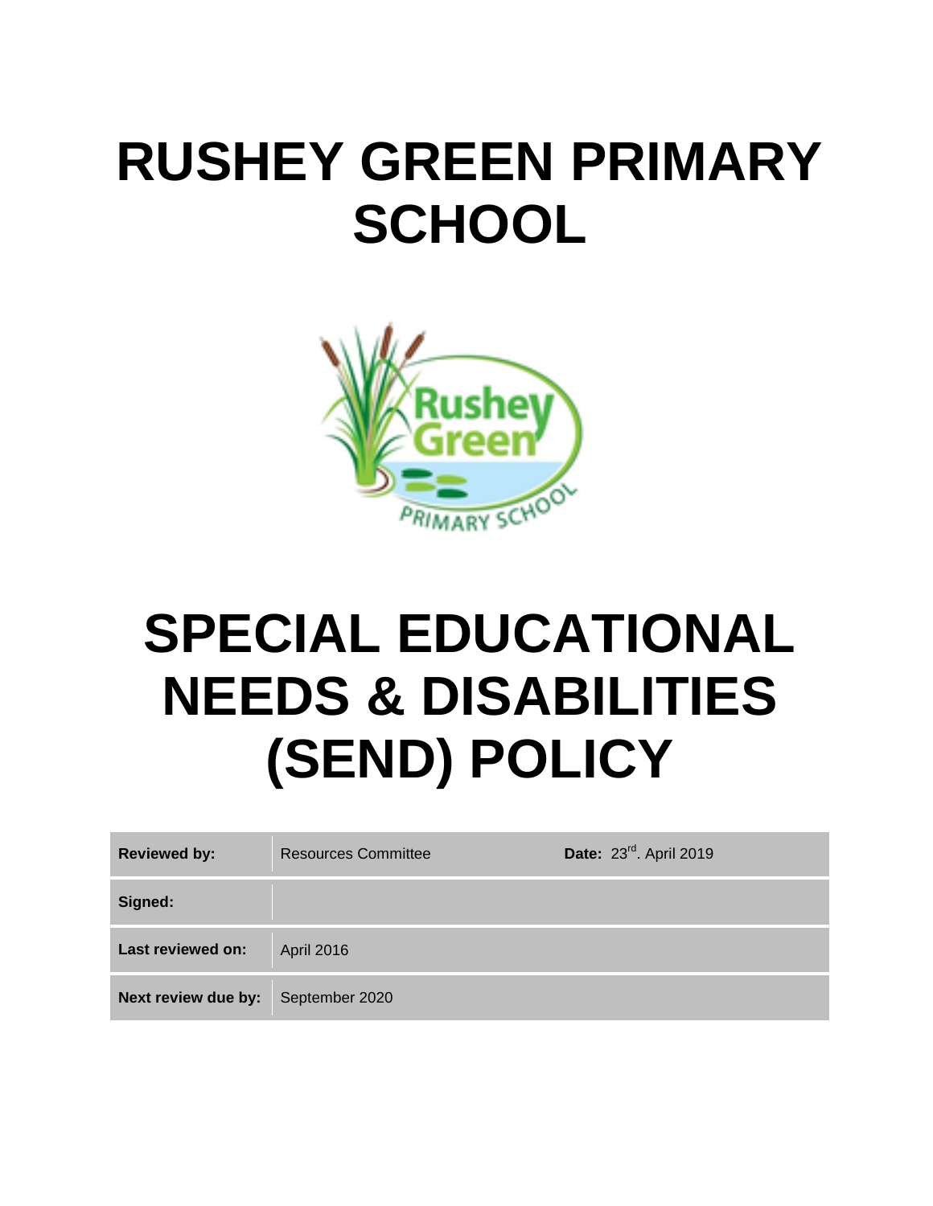# RUSHEY GREEN PRIMARY SCHOOL

# SPECIAL EDUCATIONAL NEEDS & DISABILITIES (SEND) POLICY

| **Reviewed by:** | Resources Committee | **Date:** 23rd. April 2019 |
|---|---|---|
| **Signed:** | | |
| **Last reviewed on:** | April 2016 | |
| **Next review due by:** | September 2020 | |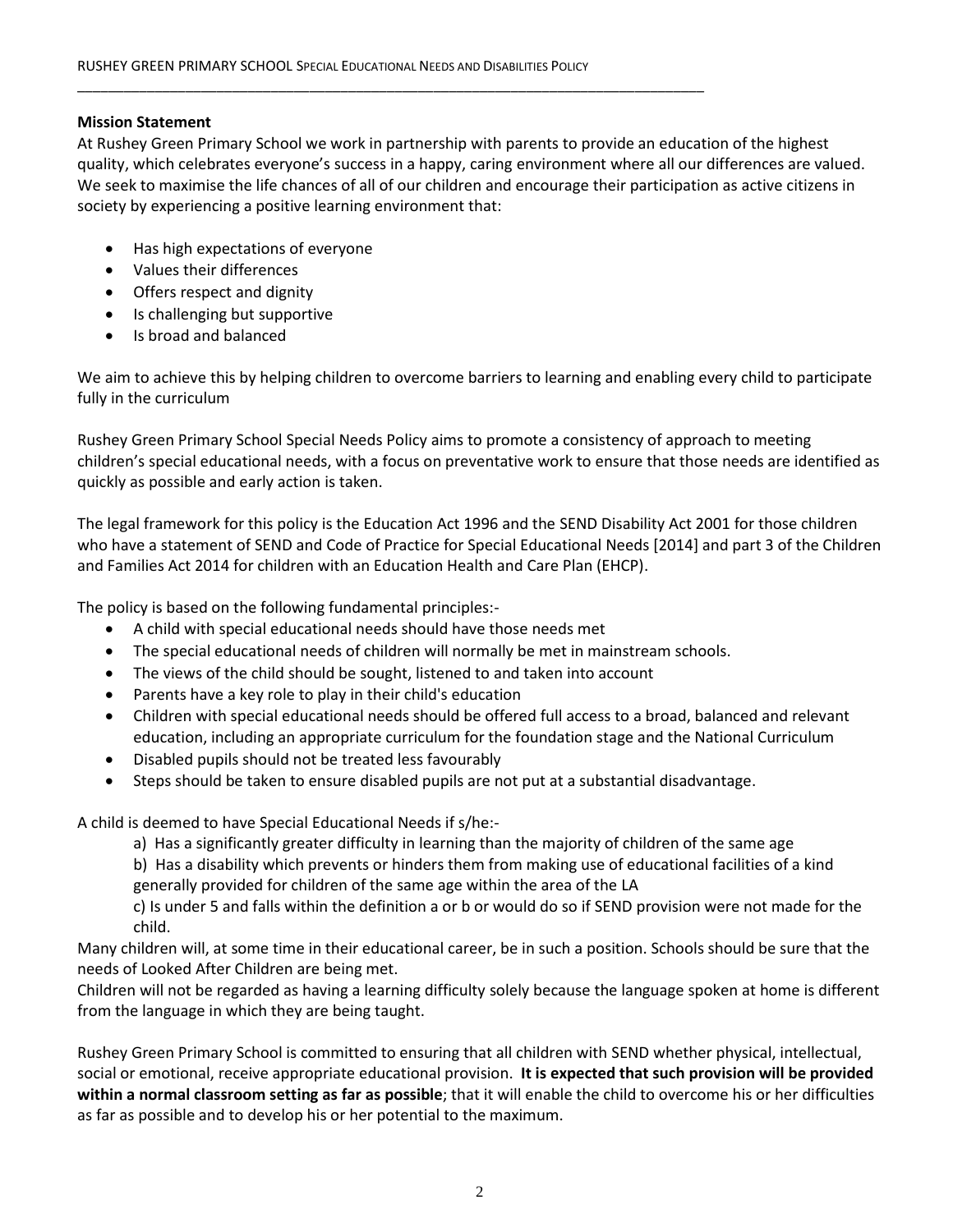**Mission Statement**

At Rushey Green Primary School we work in partnership with parents to provide an education of the highest quality, which celebrates everyone's success in a happy, caring environment where all our differences are valued. We seek to maximise the life chances of all of our children and encourage their participation as active citizens in society by experiencing a positive learning environment that:

- Has high expectations of everyone
- Values their differences
- Offers respect and dignity
- Is challenging but supportive
- Is broad and balanced

We aim to achieve this by helping children to overcome barriers to learning and enabling every child to participate fully in the curriculum

Rushey Green Primary School Special Needs Policy aims to promote a consistency of approach to meeting children's special educational needs, with a focus on preventative work to ensure that those needs are identified as quickly as possible and early action is taken.

The legal framework for this policy is the Education Act 1996 and the SEND Disability Act 2001 for those children who have a statement of SEND and Code of Practice for Special Educational Needs [2014] and part 3 of the Children and Families Act 2014 for children with an Education Health and Care Plan (EHCP).

The policy is based on the following fundamental principles:-

- A child with special educational needs should have those needs met
- The special educational needs of children will normally be met in mainstream schools.
- The views of the child should be sought, listened to and taken into account
- Parents have a key role to play in their child's education
- Children with special educational needs should be offered full access to a broad, balanced and relevant education, including an appropriate curriculum for the foundation stage and the National Curriculum
- Disabled pupils should not be treated less favourably
- Steps should be taken to ensure disabled pupils are not put at a substantial disadvantage.

A child is deemed to have Special Educational Needs if s/he:-

a) Has a significantly greater difficulty in learning than the majority of children of the same age

b) Has a disability which prevents or hinders them from making use of educational facilities of a kind generally provided for children of the same age within the area of the LA

c) Is under 5 and falls within the definition a or b or would do so if SEND provision were not made for the child.

Many children will, at some time in their educational career, be in such a position. Schools should be sure that the needs of Looked After Children are being met.

Children will not be regarded as having a learning difficulty solely because the language spoken at home is different from the language in which they are being taught.

Rushey Green Primary School is committed to ensuring that all children with SEND whether physical, intellectual, social or emotional, receive appropriate educational provision. **It is expected that such provision will be provided within a normal classroom setting as far as possible**; that it will enable the child to overcome his or her difficulties as far as possible and to develop his or her potential to the maximum.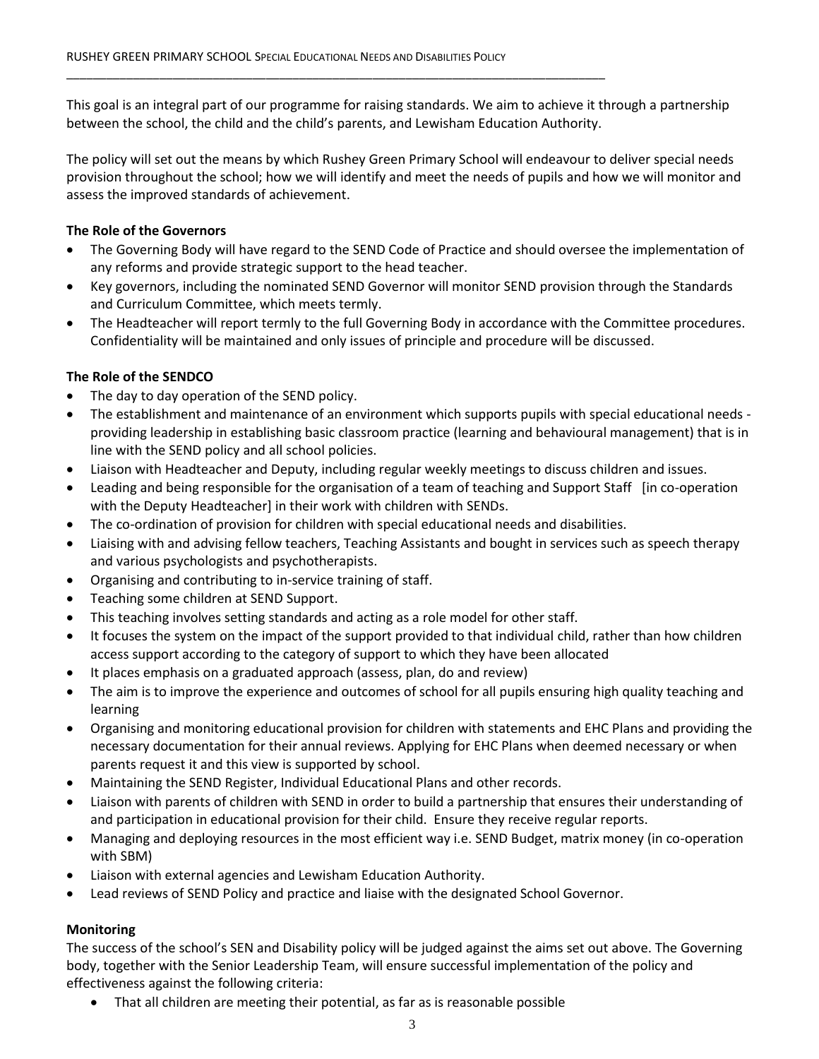This goal is an integral part of our programme for raising standards. We aim to achieve it through a partnership between the school, the child and the child's parents, and Lewisham Education Authority.

The policy will set out the means by which Rushey Green Primary School will endeavour to deliver special needs provision throughout the school; how we will identify and meet the needs of pupils and how we will monitor and assess the improved standards of achievement.

**The Role of the Governors**

- The Governing Body will have regard to the SEND Code of Practice and should oversee the implementation of any reforms and provide strategic support to the head teacher.
- Key governors, including the nominated SEND Governor will monitor SEND provision through the Standards and Curriculum Committee, which meets termly.
- The Headteacher will report termly to the full Governing Body in accordance with the Committee procedures. Confidentiality will be maintained and only issues of principle and procedure will be discussed.

**The Role of the SENDCO**

- The day to day operation of the SEND policy.
- The establishment and maintenance of an environment which supports pupils with special educational needs - providing leadership in establishing basic classroom practice (learning and behavioural management) that is in line with the SEND policy and all school policies.
- Liaison with Headteacher and Deputy, including regular weekly meetings to discuss children and issues.
- Leading and being responsible for the organisation of a team of teaching and Support Staff [in co-operation with the Deputy Headteacher] in their work with children with SENDs.
- The co-ordination of provision for children with special educational needs and disabilities.
- Liaising with and advising fellow teachers, Teaching Assistants and bought in services such as speech therapy and various psychologists and psychotherapists.
- Organising and contributing to in-service training of staff.
- Teaching some children at SEND Support.
- This teaching involves setting standards and acting as a role model for other staff.
- It focuses the system on the impact of the support provided to that individual child, rather than how children access support according to the category of support to which they have been allocated
- It places emphasis on a graduated approach (assess, plan, do and review)
- The aim is to improve the experience and outcomes of school for all pupils ensuring high quality teaching and learning
- Organising and monitoring educational provision for children with statements and EHC Plans and providing the necessary documentation for their annual reviews. Applying for EHC Plans when deemed necessary or when parents request it and this view is supported by school.
- Maintaining the SEND Register, Individual Educational Plans and other records.
- Liaison with parents of children with SEND in order to build a partnership that ensures their understanding of and participation in educational provision for their child. Ensure they receive regular reports.
- Managing and deploying resources in the most efficient way i.e. SEND Budget, matrix money (in co-operation with SBM)
- Liaison with external agencies and Lewisham Education Authority.
- Lead reviews of SEND Policy and practice and liaise with the designated School Governor.

**Monitoring**

The success of the school's SEN and Disability policy will be judged against the aims set out above. The Governing body, together with the Senior Leadership Team, will ensure successful implementation of the policy and effectiveness against the following criteria:

- That all children are meeting their potential, as far as is reasonable possible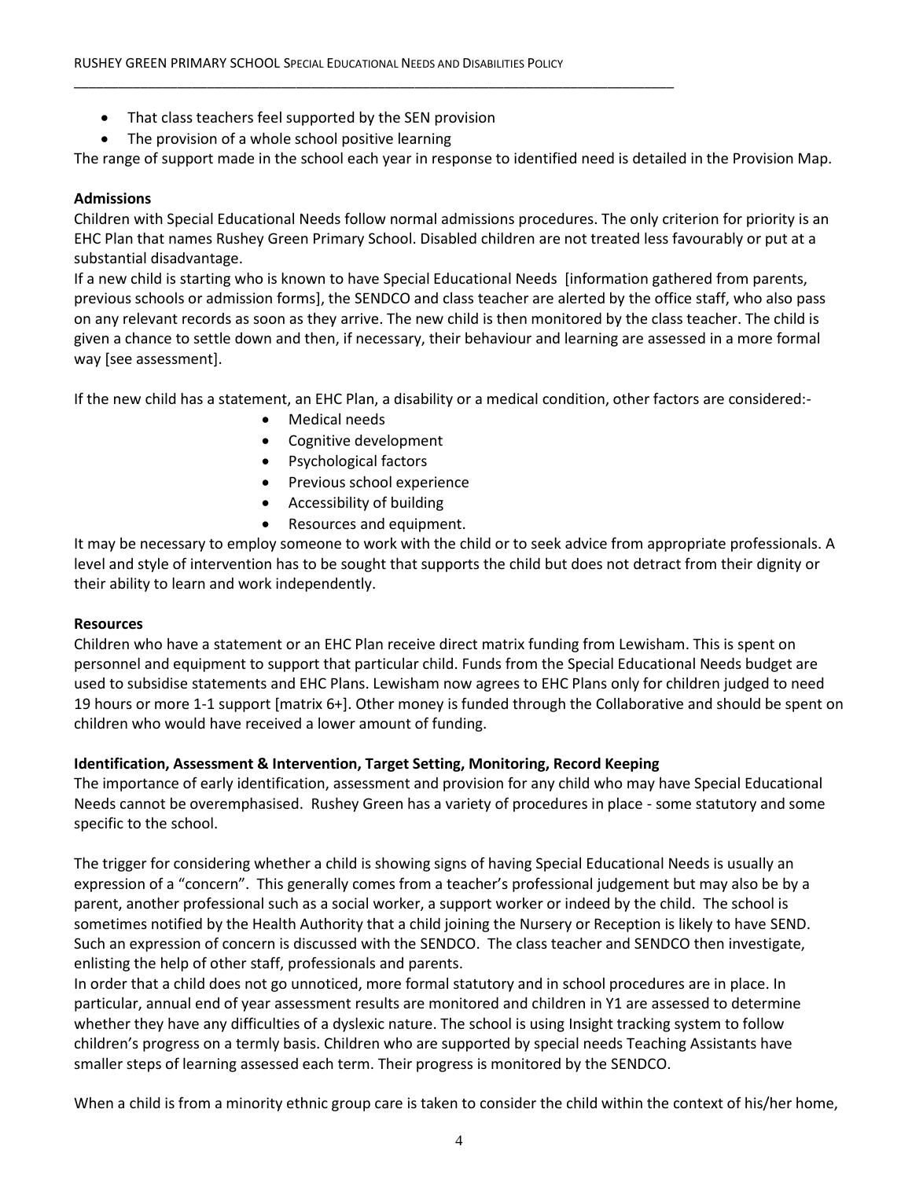- That class teachers feel supported by the SEN provision
- The provision of a whole school positive learning

The range of support made in the school each year in response to identified need is detailed in the Provision Map.

**Admissions**

Children with Special Educational Needs follow normal admissions procedures. The only criterion for priority is an EHC Plan that names Rushey Green Primary School. Disabled children are not treated less favourably or put at a substantial disadvantage.

If a new child is starting who is known to have Special Educational Needs [information gathered from parents, previous schools or admission forms], the SENDCO and class teacher are alerted by the office staff, who also pass on any relevant records as soon as they arrive. The new child is then monitored by the class teacher. The child is given a chance to settle down and then, if necessary, their behaviour and learning are assessed in a more formal way [see assessment].

If the new child has a statement, an EHC Plan, a disability or a medical condition, other factors are considered:-

- Medical needs
- Cognitive development
- Psychological factors
- Previous school experience
- Accessibility of building
- Resources and equipment.

It may be necessary to employ someone to work with the child or to seek advice from appropriate professionals. A level and style of intervention has to be sought that supports the child but does not detract from their dignity or their ability to learn and work independently.

**Resources**

Children who have a statement or an EHC Plan receive direct matrix funding from Lewisham. This is spent on personnel and equipment to support that particular child. Funds from the Special Educational Needs budget are used to subsidise statements and EHC Plans. Lewisham now agrees to EHC Plans only for children judged to need 19 hours or more 1-1 support [matrix 6+]. Other money is funded through the Collaborative and should be spent on children who would have received a lower amount of funding.

**Identification, Assessment & Intervention, Target Setting, Monitoring, Record Keeping**

The importance of early identification, assessment and provision for any child who may have Special Educational Needs cannot be overemphasised. Rushey Green has a variety of procedures in place - some statutory and some specific to the school.

The trigger for considering whether a child is showing signs of having Special Educational Needs is usually an expression of a "concern". This generally comes from a teacher's professional judgement but may also be by a parent, another professional such as a social worker, a support worker or indeed by the child. The school is sometimes notified by the Health Authority that a child joining the Nursery or Reception is likely to have SEND. Such an expression of concern is discussed with the SENDCO. The class teacher and SENDCO then investigate, enlisting the help of other staff, professionals and parents.

In order that a child does not go unnoticed, more formal statutory and in school procedures are in place. In particular, annual end of year assessment results are monitored and children in Y1 are assessed to determine whether they have any difficulties of a dyslexic nature. The school is using Insight tracking system to follow children's progress on a termly basis. Children who are supported by special needs Teaching Assistants have smaller steps of learning assessed each term. Their progress is monitored by the SENDCO.

When a child is from a minority ethnic group care is taken to consider the child within the context of his/her home,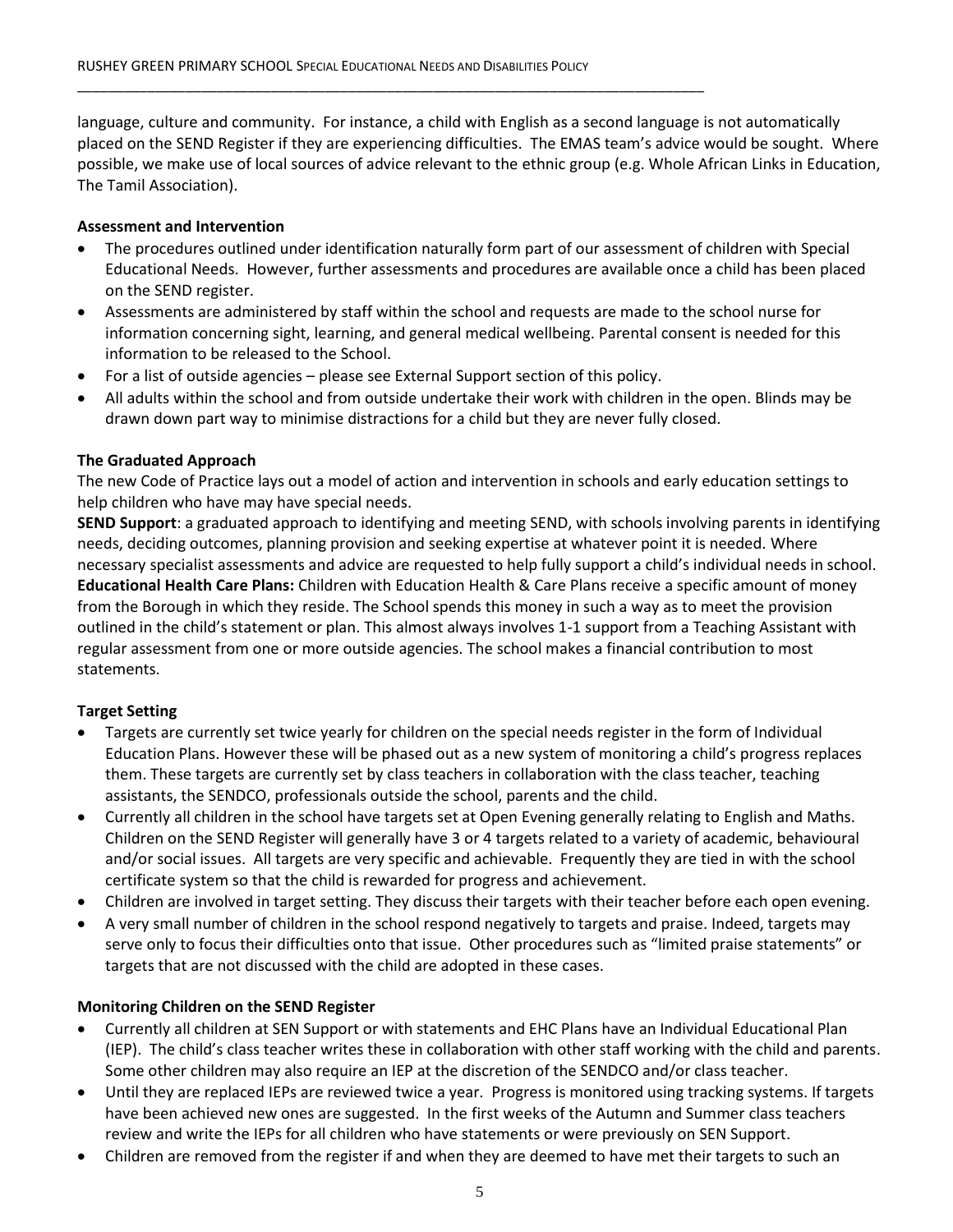language, culture and community. For instance, a child with English as a second language is not automatically placed on the SEND Register if they are experiencing difficulties. The EMAS team's advice would be sought. Where possible, we make use of local sources of advice relevant to the ethnic group (e.g. Whole African Links in Education, The Tamil Association).

**Assessment and Intervention**

- The procedures outlined under identification naturally form part of our assessment of children with Special Educational Needs. However, further assessments and procedures are available once a child has been placed on the SEND register.
- Assessments are administered by staff within the school and requests are made to the school nurse for information concerning sight, learning, and general medical wellbeing. Parental consent is needed for this information to be released to the School.
- For a list of outside agencies – please see External Support section of this policy.
- All adults within the school and from outside undertake their work with children in the open. Blinds may be drawn down part way to minimise distractions for a child but they are never fully closed.

**The Graduated Approach**

The new Code of Practice lays out a model of action and intervention in schools and early education settings to help children who have may have special needs.

**SEND Support**: a graduated approach to identifying and meeting SEND, with schools involving parents in identifying needs, deciding outcomes, planning provision and seeking expertise at whatever point it is needed. Where necessary specialist assessments and advice are requested to help fully support a child's individual needs in school.

**Educational Health Care Plans:** Children with Education Health & Care Plans receive a specific amount of money from the Borough in which they reside. The School spends this money in such a way as to meet the provision outlined in the child's statement or plan. This almost always involves 1-1 support from a Teaching Assistant with regular assessment from one or more outside agencies. The school makes a financial contribution to most statements.

**Target Setting**

- Targets are currently set twice yearly for children on the special needs register in the form of Individual Education Plans. However these will be phased out as a new system of monitoring a child's progress replaces them. These targets are currently set by class teachers in collaboration with the class teacher, teaching assistants, the SENDCO, professionals outside the school, parents and the child.
- Currently all children in the school have targets set at Open Evening generally relating to English and Maths. Children on the SEND Register will generally have 3 or 4 targets related to a variety of academic, behavioural and/or social issues. All targets are very specific and achievable. Frequently they are tied in with the school certificate system so that the child is rewarded for progress and achievement.
- Children are involved in target setting. They discuss their targets with their teacher before each open evening.
- A very small number of children in the school respond negatively to targets and praise. Indeed, targets may serve only to focus their difficulties onto that issue. Other procedures such as "limited praise statements" or targets that are not discussed with the child are adopted in these cases.

**Monitoring Children on the SEND Register**

- Currently all children at SEN Support or with statements and EHC Plans have an Individual Educational Plan (IEP). The child's class teacher writes these in collaboration with other staff working with the child and parents. Some other children may also require an IEP at the discretion of the SENDCO and/or class teacher.
- Until they are replaced IEPs are reviewed twice a year. Progress is monitored using tracking systems. If targets have been achieved new ones are suggested. In the first weeks of the Autumn and Summer class teachers review and write the IEPs for all children who have statements or were previously on SEN Support.
- Children are removed from the register if and when they are deemed to have met their targets to such an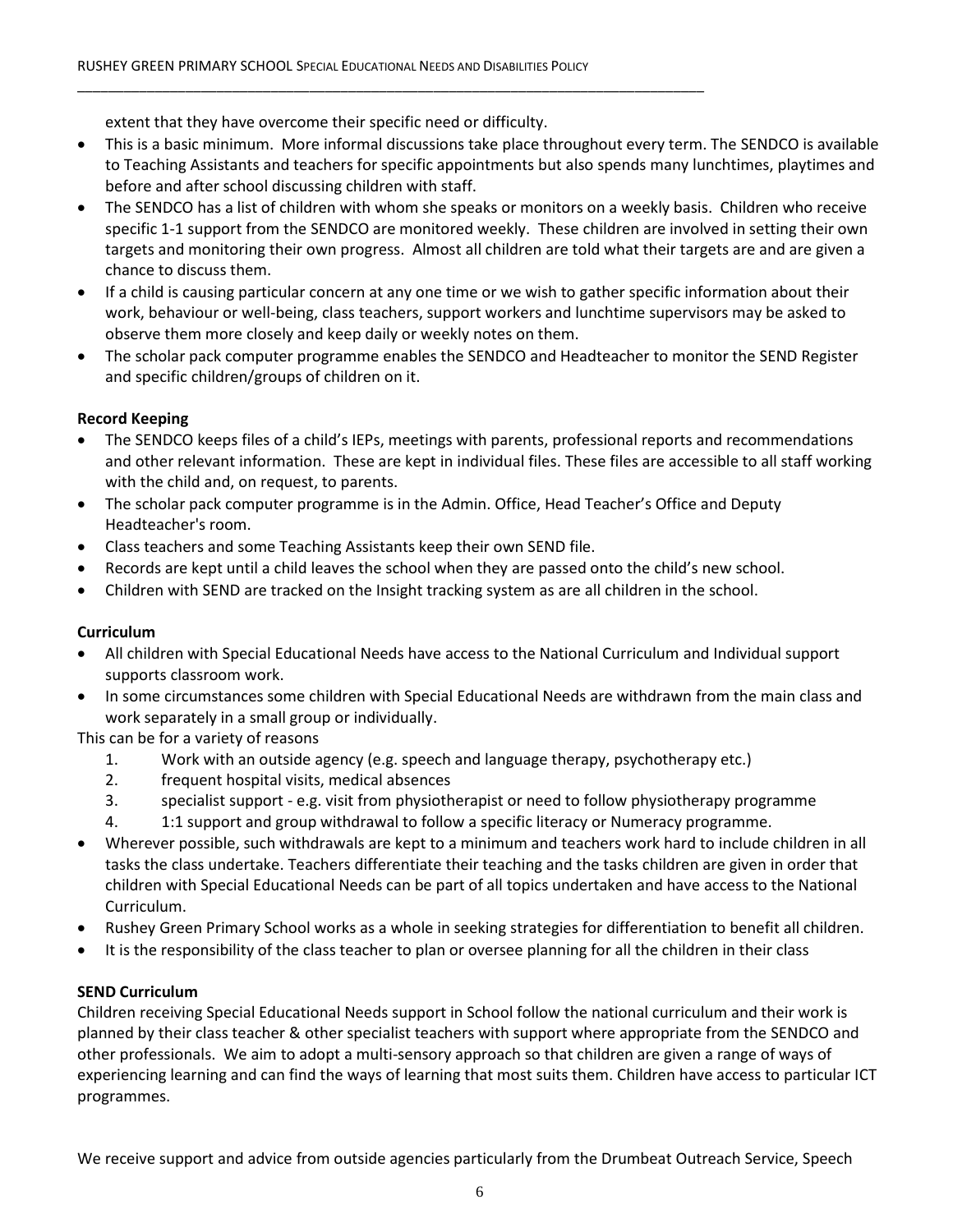extent that they have overcome their specific need or difficulty.

- This is a basic minimum. More informal discussions take place throughout every term. The SENDCO is available to Teaching Assistants and teachers for specific appointments but also spends many lunchtimes, playtimes and before and after school discussing children with staff.
- The SENDCO has a list of children with whom she speaks or monitors on a weekly basis. Children who receive specific 1-1 support from the SENDCO are monitored weekly. These children are involved in setting their own targets and monitoring their own progress. Almost all children are told what their targets are and are given a chance to discuss them.
- If a child is causing particular concern at any one time or we wish to gather specific information about their work, behaviour or well-being, class teachers, support workers and lunchtime supervisors may be asked to observe them more closely and keep daily or weekly notes on them.
- The scholar pack computer programme enables the SENDCO and Headteacher to monitor the SEND Register and specific children/groups of children on it.

**Record Keeping**

- The SENDCO keeps files of a child's IEPs, meetings with parents, professional reports and recommendations and other relevant information. These are kept in individual files. These files are accessible to all staff working with the child and, on request, to parents.
- The scholar pack computer programme is in the Admin. Office, Head Teacher's Office and Deputy Headteacher's room.
- Class teachers and some Teaching Assistants keep their own SEND file.
- Records are kept until a child leaves the school when they are passed onto the child's new school.
- Children with SEND are tracked on the Insight tracking system as are all children in the school.

**Curriculum**

- All children with Special Educational Needs have access to the National Curriculum and Individual support supports classroom work.
- In some circumstances some children with Special Educational Needs are withdrawn from the main class and work separately in a small group or individually.

This can be for a variety of reasons

1. Work with an outside agency (e.g. speech and language therapy, psychotherapy etc.)
2. frequent hospital visits, medical absences
3. specialist support - e.g. visit from physiotherapist or need to follow physiotherapy programme
4. 1:1 support and group withdrawal to follow a specific literacy or Numeracy programme.

- Wherever possible, such withdrawals are kept to a minimum and teachers work hard to include children in all tasks the class undertake. Teachers differentiate their teaching and the tasks children are given in order that children with Special Educational Needs can be part of all topics undertaken and have access to the National Curriculum.
- Rushey Green Primary School works as a whole in seeking strategies for differentiation to benefit all children.
- It is the responsibility of the class teacher to plan or oversee planning for all the children in their class

**SEND Curriculum**

Children receiving Special Educational Needs support in School follow the national curriculum and their work is planned by their class teacher & other specialist teachers with support where appropriate from the SENDCO and other professionals. We aim to adopt a multi-sensory approach so that children are given a range of ways of experiencing learning and can find the ways of learning that most suits them. Children have access to particular ICT programmes.

We receive support and advice from outside agencies particularly from the Drumbeat Outreach Service, Speech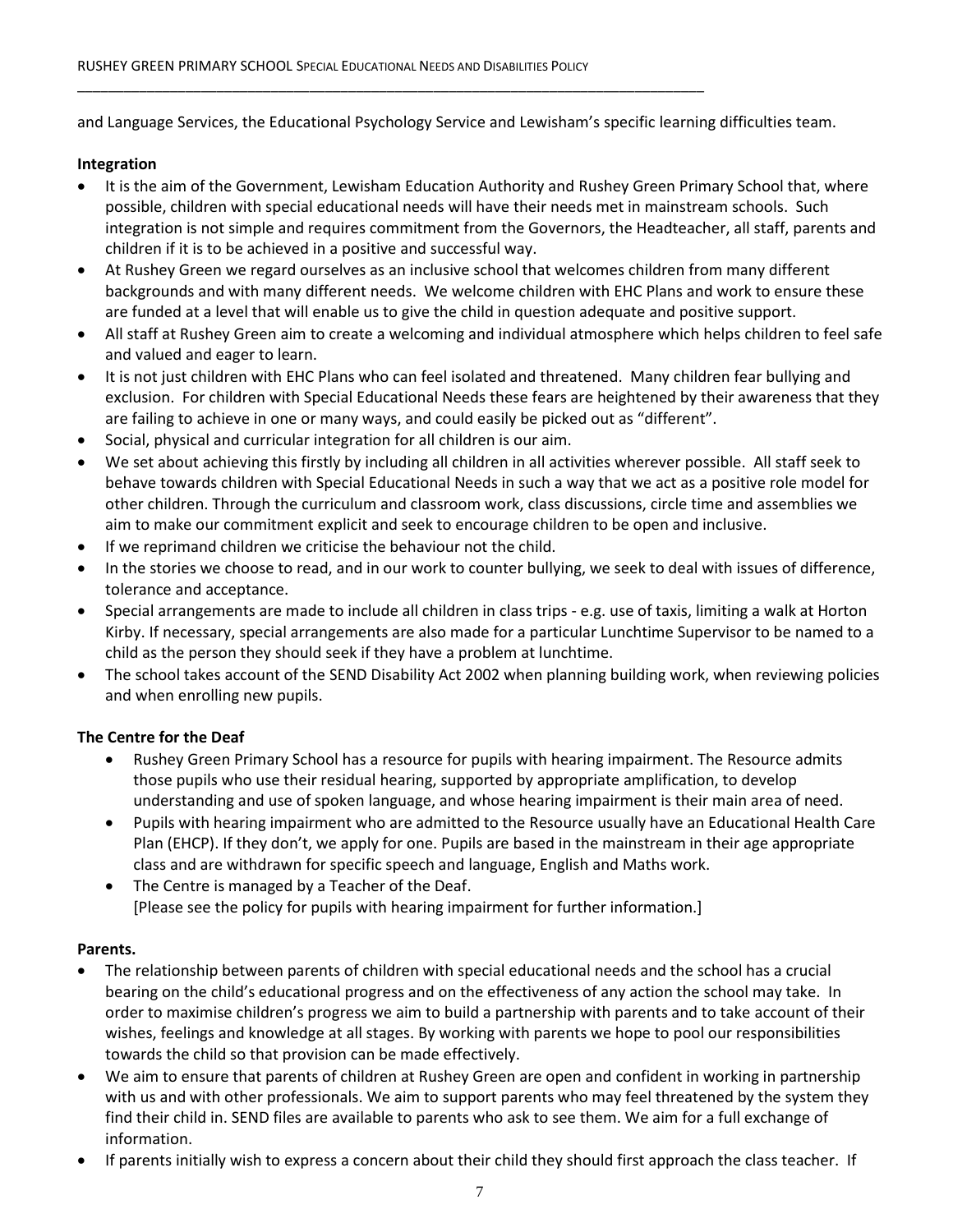and Language Services, the Educational Psychology Service and Lewisham's specific learning difficulties team.

**Integration**

- It is the aim of the Government, Lewisham Education Authority and Rushey Green Primary School that, where possible, children with special educational needs will have their needs met in mainstream schools. Such integration is not simple and requires commitment from the Governors, the Headteacher, all staff, parents and children if it is to be achieved in a positive and successful way.
- At Rushey Green we regard ourselves as an inclusive school that welcomes children from many different backgrounds and with many different needs. We welcome children with EHC Plans and work to ensure these are funded at a level that will enable us to give the child in question adequate and positive support.
- All staff at Rushey Green aim to create a welcoming and individual atmosphere which helps children to feel safe and valued and eager to learn.
- It is not just children with EHC Plans who can feel isolated and threatened. Many children fear bullying and exclusion. For children with Special Educational Needs these fears are heightened by their awareness that they are failing to achieve in one or many ways, and could easily be picked out as "different".
- Social, physical and curricular integration for all children is our aim.
- We set about achieving this firstly by including all children in all activities wherever possible. All staff seek to behave towards children with Special Educational Needs in such a way that we act as a positive role model for other children. Through the curriculum and classroom work, class discussions, circle time and assemblies we aim to make our commitment explicit and seek to encourage children to be open and inclusive.
- If we reprimand children we criticise the behaviour not the child.
- In the stories we choose to read, and in our work to counter bullying, we seek to deal with issues of difference, tolerance and acceptance.
- Special arrangements are made to include all children in class trips - e.g. use of taxis, limiting a walk at Horton Kirby. If necessary, special arrangements are also made for a particular Lunchtime Supervisor to be named to a child as the person they should seek if they have a problem at lunchtime.
- The school takes account of the SEND Disability Act 2002 when planning building work, when reviewing policies and when enrolling new pupils.

**The Centre for the Deaf**

- Rushey Green Primary School has a resource for pupils with hearing impairment. The Resource admits those pupils who use their residual hearing, supported by appropriate amplification, to develop understanding and use of spoken language, and whose hearing impairment is their main area of need.
- Pupils with hearing impairment who are admitted to the Resource usually have an Educational Health Care Plan (EHCP). If they don't, we apply for one. Pupils are based in the mainstream in their age appropriate class and are withdrawn for specific speech and language, English and Maths work.
- The Centre is managed by a Teacher of the Deaf.
  [Please see the policy for pupils with hearing impairment for further information.]

**Parents.**

- The relationship between parents of children with special educational needs and the school has a crucial bearing on the child's educational progress and on the effectiveness of any action the school may take. In order to maximise children's progress we aim to build a partnership with parents and to take account of their wishes, feelings and knowledge at all stages. By working with parents we hope to pool our responsibilities towards the child so that provision can be made effectively.
- We aim to ensure that parents of children at Rushey Green are open and confident in working in partnership with us and with other professionals. We aim to support parents who may feel threatened by the system they find their child in. SEND files are available to parents who ask to see them. We aim for a full exchange of information.
- If parents initially wish to express a concern about their child they should first approach the class teacher. If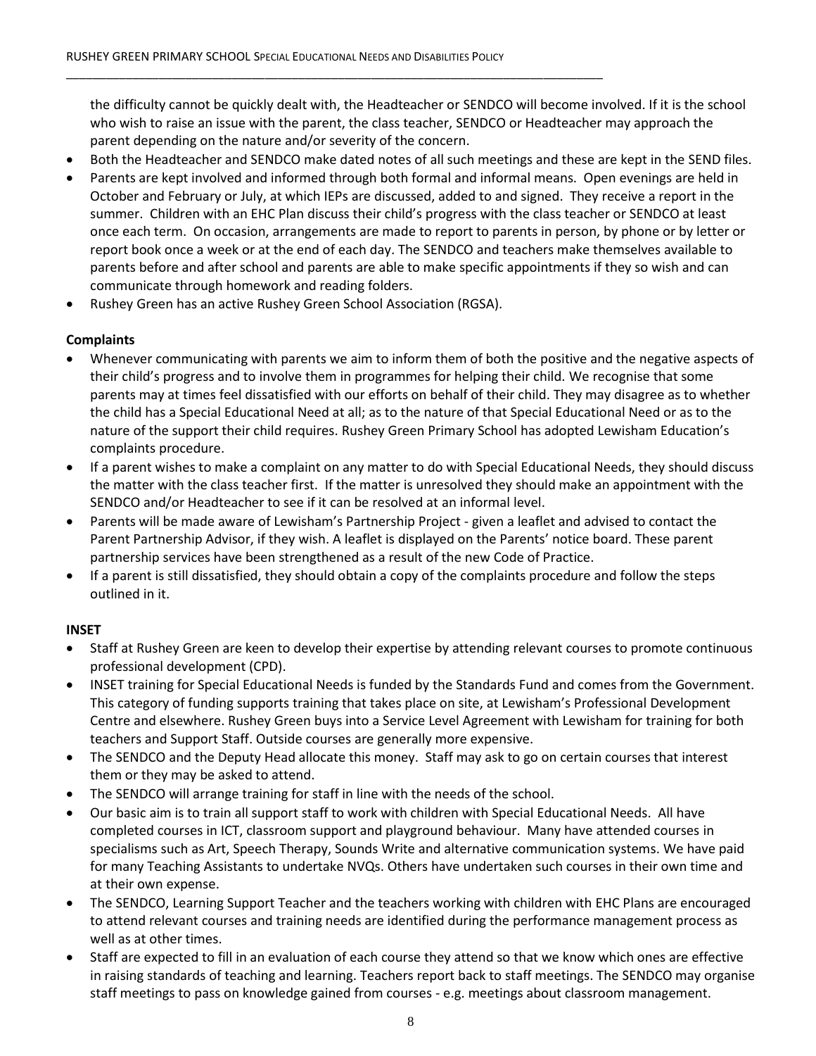the difficulty cannot be quickly dealt with, the Headteacher or SENDCO will become involved. If it is the school who wish to raise an issue with the parent, the class teacher, SENDCO or Headteacher may approach the parent depending on the nature and/or severity of the concern.

- Both the Headteacher and SENDCO make dated notes of all such meetings and these are kept in the SEND files.
- Parents are kept involved and informed through both formal and informal means. Open evenings are held in October and February or July, at which IEPs are discussed, added to and signed. They receive a report in the summer. Children with an EHC Plan discuss their child's progress with the class teacher or SENDCO at least once each term. On occasion, arrangements are made to report to parents in person, by phone or by letter or report book once a week or at the end of each day. The SENDCO and teachers make themselves available to parents before and after school and parents are able to make specific appointments if they so wish and can communicate through homework and reading folders.
- Rushey Green has an active Rushey Green School Association (RGSA).

**Complaints**

- Whenever communicating with parents we aim to inform them of both the positive and the negative aspects of their child's progress and to involve them in programmes for helping their child. We recognise that some parents may at times feel dissatisfied with our efforts on behalf of their child. They may disagree as to whether the child has a Special Educational Need at all; as to the nature of that Special Educational Need or as to the nature of the support their child requires. Rushey Green Primary School has adopted Lewisham Education's complaints procedure.
- If a parent wishes to make a complaint on any matter to do with Special Educational Needs, they should discuss the matter with the class teacher first. If the matter is unresolved they should make an appointment with the SENDCO and/or Headteacher to see if it can be resolved at an informal level.
- Parents will be made aware of Lewisham's Partnership Project - given a leaflet and advised to contact the Parent Partnership Advisor, if they wish. A leaflet is displayed on the Parents' notice board. These parent partnership services have been strengthened as a result of the new Code of Practice.
- If a parent is still dissatisfied, they should obtain a copy of the complaints procedure and follow the steps outlined in it.

**INSET**

- Staff at Rushey Green are keen to develop their expertise by attending relevant courses to promote continuous professional development (CPD).
- INSET training for Special Educational Needs is funded by the Standards Fund and comes from the Government. This category of funding supports training that takes place on site, at Lewisham's Professional Development Centre and elsewhere. Rushey Green buys into a Service Level Agreement with Lewisham for training for both teachers and Support Staff. Outside courses are generally more expensive.
- The SENDCO and the Deputy Head allocate this money. Staff may ask to go on certain courses that interest them or they may be asked to attend.
- The SENDCO will arrange training for staff in line with the needs of the school.
- Our basic aim is to train all support staff to work with children with Special Educational Needs. All have completed courses in ICT, classroom support and playground behaviour. Many have attended courses in specialisms such as Art, Speech Therapy, Sounds Write and alternative communication systems. We have paid for many Teaching Assistants to undertake NVQs. Others have undertaken such courses in their own time and at their own expense.
- The SENDCO, Learning Support Teacher and the teachers working with children with EHC Plans are encouraged to attend relevant courses and training needs are identified during the performance management process as well as at other times.
- Staff are expected to fill in an evaluation of each course they attend so that we know which ones are effective in raising standards of teaching and learning. Teachers report back to staff meetings. The SENDCO may organise staff meetings to pass on knowledge gained from courses - e.g. meetings about classroom management.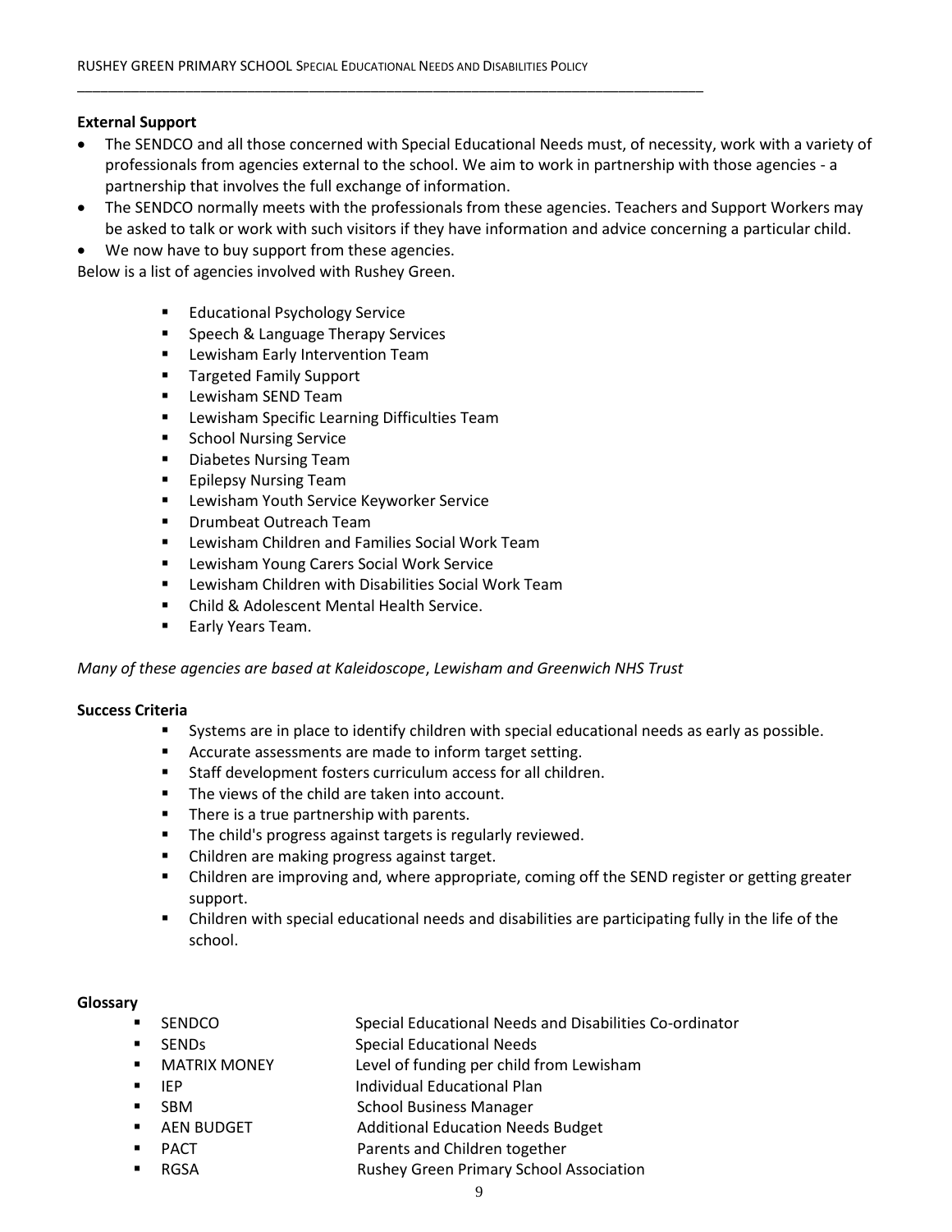**External Support**

- The SENDCO and all those concerned with Special Educational Needs must, of necessity, work with a variety of professionals from agencies external to the school. We aim to work in partnership with those agencies - a partnership that involves the full exchange of information.
- The SENDCO normally meets with the professionals from these agencies. Teachers and Support Workers may be asked to talk or work with such visitors if they have information and advice concerning a particular child.
- We now have to buy support from these agencies.

Below is a list of agencies involved with Rushey Green.

- Educational Psychology Service
- Speech & Language Therapy Services
- Lewisham Early Intervention Team
- Targeted Family Support
- Lewisham SEND Team
- Lewisham Specific Learning Difficulties Team
- School Nursing Service
- Diabetes Nursing Team
- Epilepsy Nursing Team
- Lewisham Youth Service Keyworker Service
- Drumbeat Outreach Team
- Lewisham Children and Families Social Work Team
- Lewisham Young Carers Social Work Service
- Lewisham Children with Disabilities Social Work Team
- Child & Adolescent Mental Health Service.
- Early Years Team.

*Many of these agencies are based at Kaleidoscope, Lewisham and Greenwich NHS Trust*

**Success Criteria**

- Systems are in place to identify children with special educational needs as early as possible.
- Accurate assessments are made to inform target setting.
- Staff development fosters curriculum access for all children.
- The views of the child are taken into account.
- There is a true partnership with parents.
- The child's progress against targets is regularly reviewed.
- Children are making progress against target.
- Children are improving and, where appropriate, coming off the SEND register or getting greater support.
- Children with special educational needs and disabilities are participating fully in the life of the school.

**Glossary**

- SENDCO — Special Educational Needs and Disabilities Co-ordinator
- SENDs — Special Educational Needs
- MATRIX MONEY — Level of funding per child from Lewisham
- IEP — Individual Educational Plan
- SBM — School Business Manager
- AEN BUDGET — Additional Education Needs Budget
- PACT — Parents and Children together
- RGSA — Rushey Green Primary School Association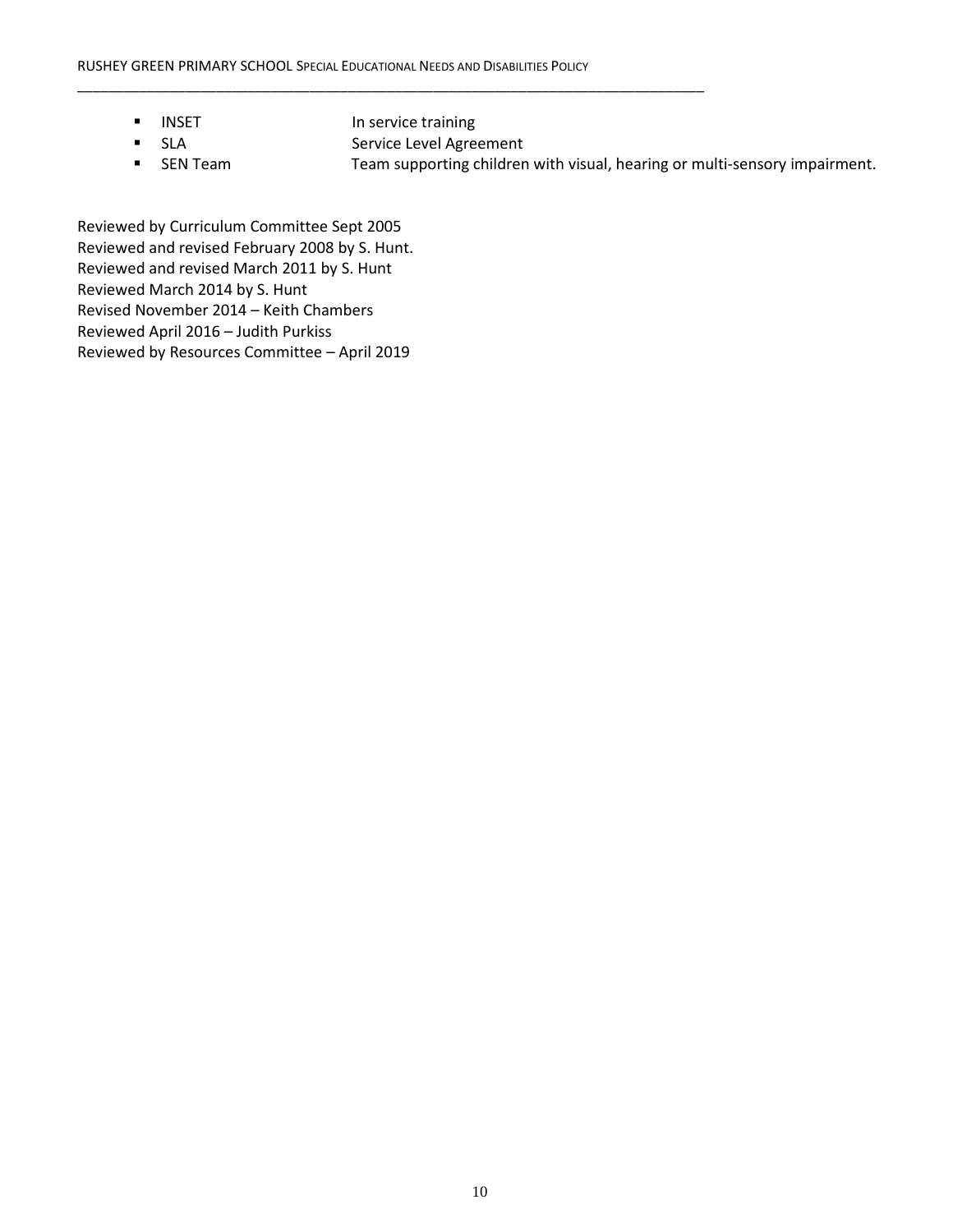- INSET In service training
- SLA Service Level Agreement
- SEN Team Team supporting children with visual, hearing or multi-sensory impairment.

Reviewed by Curriculum Committee Sept 2005
Reviewed and revised February 2008 by S. Hunt.
Reviewed and revised March 2011 by S. Hunt
Reviewed March 2014 by S. Hunt
Revised November 2014 – Keith Chambers
Reviewed April 2016 – Judith Purkiss
Reviewed by Resources Committee – April 2019